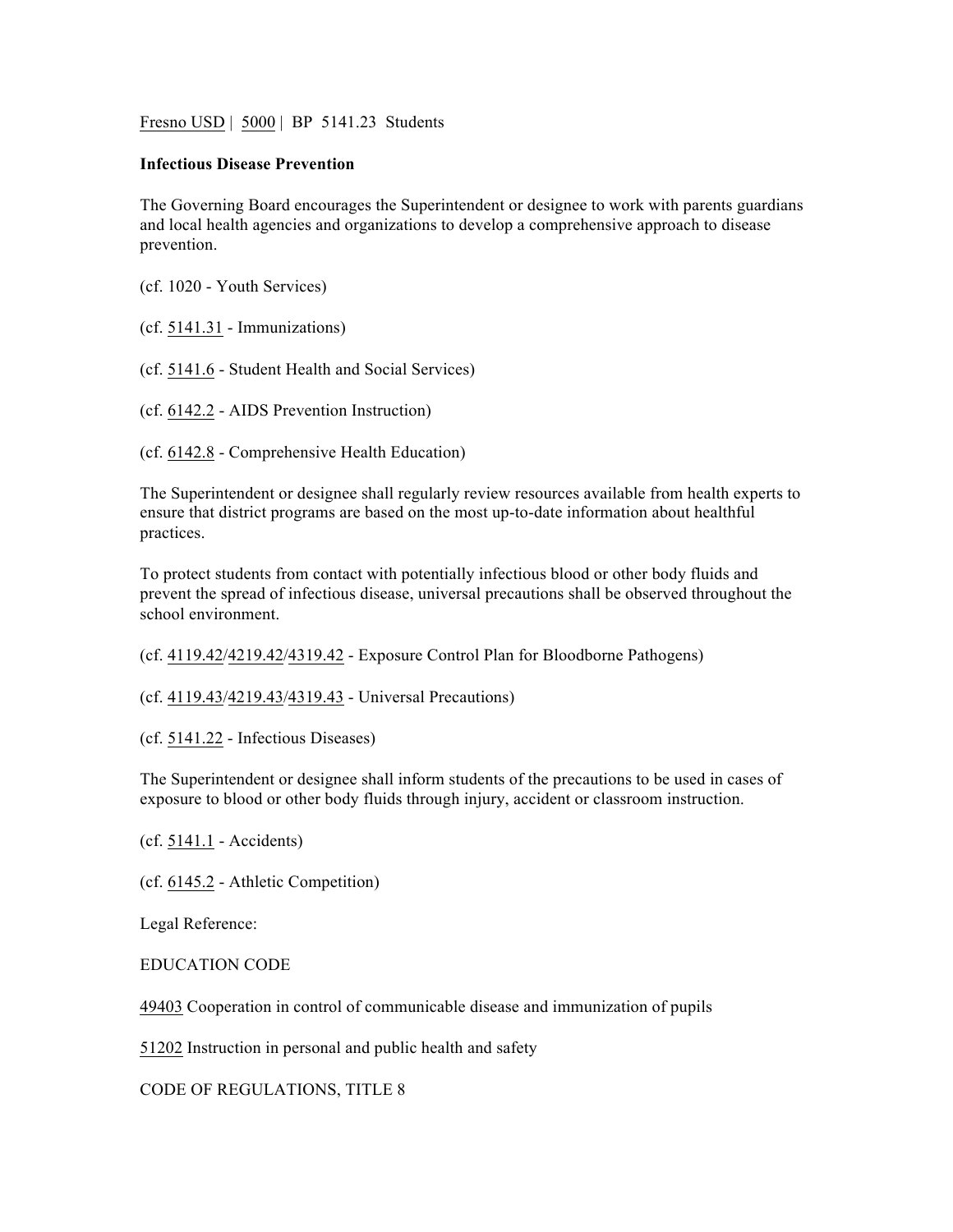Fresno USD | 5000 | BP 5141.23 Students

**Infectious Disease Prevention**

The Governing Board encourages the Superintendent or designee to work with parents guardians and local health agencies and organizations to develop a comprehensive approach to disease prevention.

(cf. 1020 - Youth Services)

(cf. 5141.31 - Immunizations)

(cf. 5141.6 - Student Health and Social Services)

(cf. 6142.2 - AIDS Prevention Instruction)

(cf. 6142.8 - Comprehensive Health Education)

The Superintendent or designee shall regularly review resources available from health experts to ensure that district programs are based on the most up-to-date information about healthful practices.

To protect students from contact with potentially infectious blood or other body fluids and prevent the spread of infectious disease, universal precautions shall be observed throughout the school environment.

(cf. 4119.42/4219.42/4319.42 - Exposure Control Plan for Bloodborne Pathogens)

(cf. 4119.43/4219.43/4319.43 - Universal Precautions)

(cf. 5141.22 - Infectious Diseases)

The Superintendent or designee shall inform students of the precautions to be used in cases of exposure to blood or other body fluids through injury, accident or classroom instruction.

(cf. 5141.1 - Accidents)

(cf. 6145.2 - Athletic Competition)

Legal Reference:

EDUCATION CODE

49403 Cooperation in control of communicable disease and immunization of pupils

51202 Instruction in personal and public health and safety

CODE OF REGULATIONS, TITLE 8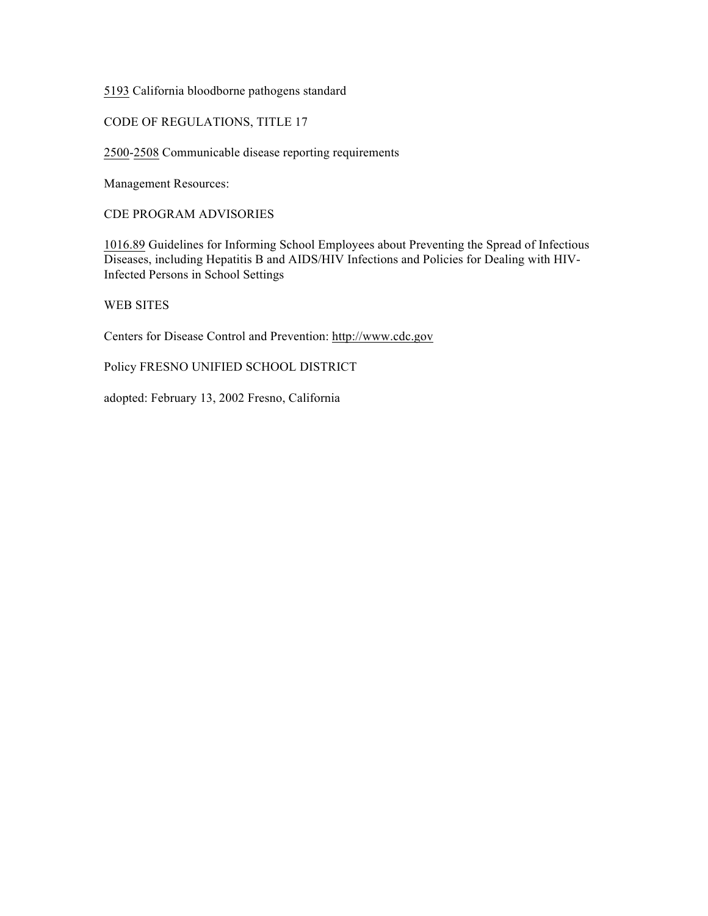5193 California bloodborne pathogens standard

CODE OF REGULATIONS, TITLE 17

2500-2508 Communicable disease reporting requirements

Management Resources:

CDE PROGRAM ADVISORIES

1016.89 Guidelines for Informing School Employees about Preventing the Spread of Infectious Diseases, including Hepatitis B and AIDS/HIV Infections and Policies for Dealing with HIV-Infected Persons in School Settings

WEB SITES

Centers for Disease Control and Prevention: http://www.cdc.gov

Policy FRESNO UNIFIED SCHOOL DISTRICT

adopted: February 13, 2002 Fresno, California